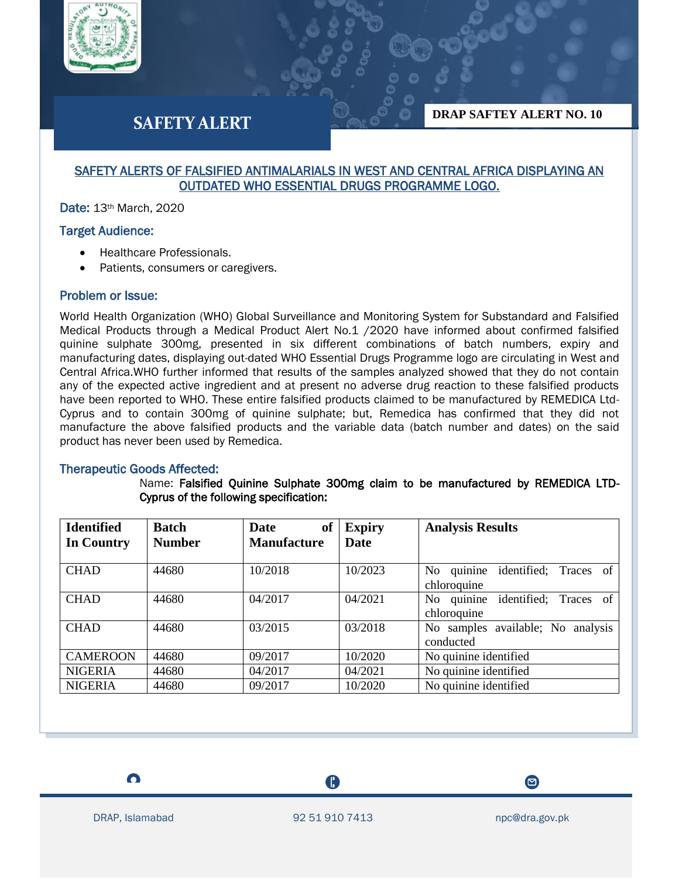**SAFETY ALERT**

**DRAP SAFTEY ALERT NO. 10**

## SAFETY ALERTS OF FALSIFIED ANTIMALARIALS IN WEST AND CENTRAL AFRICA DISPLAYING AN OUTDATED WHO ESSENTIAL DRUGS PROGRAMME LOGO.

**Date:** 13th March, 2020

### Target Audience:

- Healthcare Professionals.
- Patients, consumers or caregivers.

### Problem or Issue:

World Health Organization (WHO) Global Surveillance and Monitoring System for Substandard and Falsified Medical Products through a Medical Product Alert No.1 /2020 have informed about confirmed falsified quinine sulphate 300mg, presented in six different combinations of batch numbers, expiry and manufacturing dates, displaying out-dated WHO Essential Drugs Programme logo are circulating in West and Central Africa.WHO further informed that results of the samples analyzed showed that they do not contain any of the expected active ingredient and at present no adverse drug reaction to these falsified products have been reported to WHO. These entire falsified products claimed to be manufactured by REMEDICA Ltd-Cyprus and to contain 300mg of quinine sulphate; but, Remedica has confirmed that they did not manufacture the above falsified products and the variable data (batch number and dates) on the said product has never been used by Remedica.

### Therapeutic Goods Affected:

Name: **Falsified Quinine Sulphate 300mg claim to be manufactured by REMEDICA LTD-Cyprus of the following specification:**

| Identified In Country | Batch Number | Date of Manufacture | Expiry Date | Analysis Results |
|---|---|---|---|---|
| CHAD | 44680 | 10/2018 | 10/2023 | No quinine identified; Traces of chloroquine |
| CHAD | 44680 | 04/2017 | 04/2021 | No quinine identified; Traces of chloroquine |
| CHAD | 44680 | 03/2015 | 03/2018 | No samples available; No analysis conducted |
| CAMEROON | 44680 | 09/2017 | 10/2020 | No quinine identified |
| NIGERIA | 44680 | 04/2017 | 04/2021 | No quinine identified |
| NIGERIA | 44680 | 09/2017 | 10/2020 | No quinine identified |

DRAP, Islamabad | 92 51 910 7413 | npc@dra.gov.pk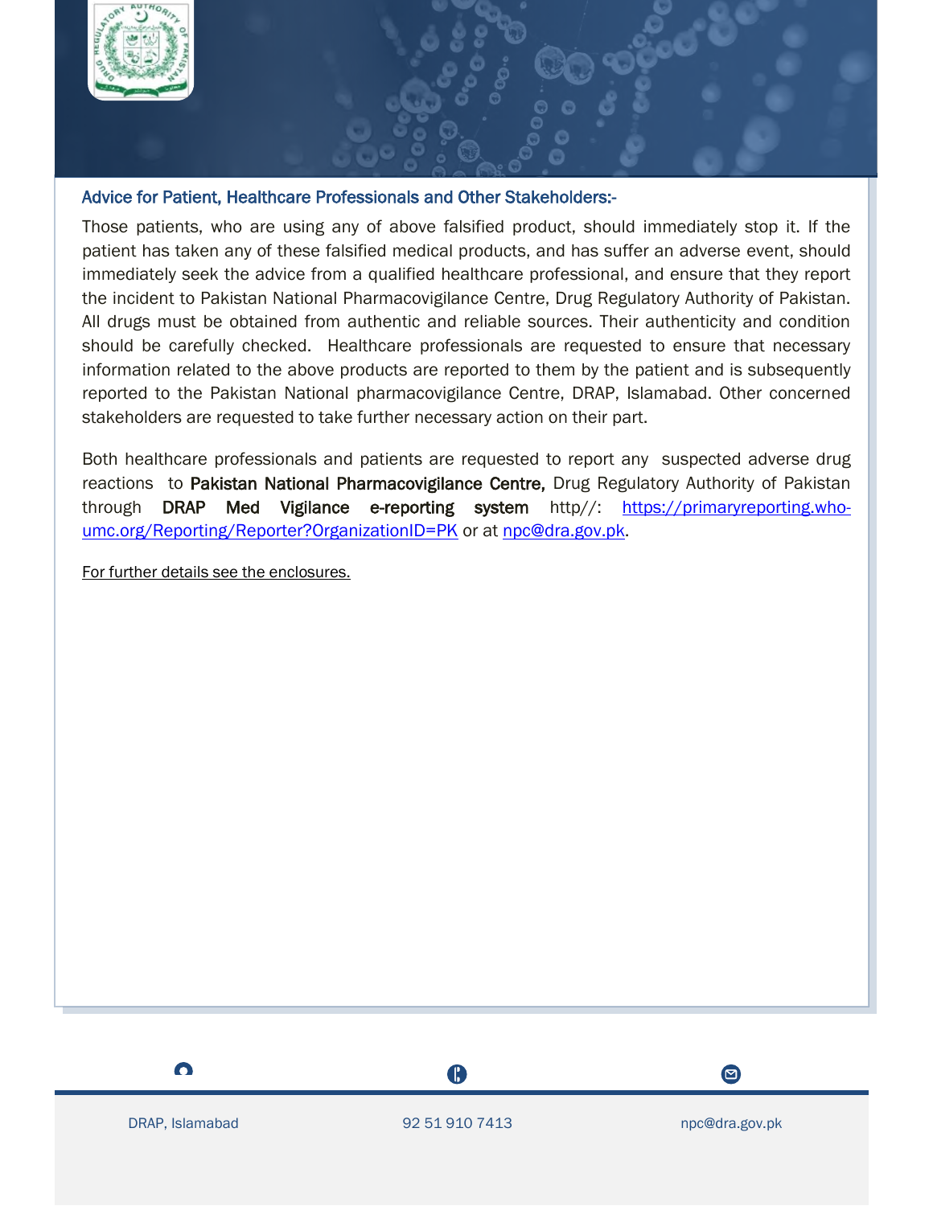### Advice for Patient, Healthcare Professionals and Other Stakeholders:-

Those patients, who are using any of above falsified product, should immediately stop it. If the patient has taken any of these falsified medical products, and has suffer an adverse event, should immediately seek the advice from a qualified healthcare professional, and ensure that they report the incident to Pakistan National Pharmacovigilance Centre, Drug Regulatory Authority of Pakistan. All drugs must be obtained from authentic and reliable sources. Their authenticity and condition should be carefully checked. Healthcare professionals are requested to ensure that necessary information related to the above products are reported to them by the patient and is subsequently reported to the Pakistan National pharmacovigilance Centre, DRAP, Islamabad. Other concerned stakeholders are requested to take further necessary action on their part.

Both healthcare professionals and patients are requested to report any suspected adverse drug reactions to **Pakistan National Pharmacovigilance Centre,** Drug Regulatory Authority of Pakistan through **DRAP Med Vigilance e-reporting system** http//: [https://primaryreporting.who-umc.org/Reporting/Reporter?OrganizationID=PK](https://primaryreporting.who-umc.org/Reporting/Reporter?OrganizationID=PK) or at [npc@dra.gov.pk](mailto:npc@dra.gov.pk).

For further details see the enclosures.

DRAP, Islamabad | 92 51 910 7413 | npc@dra.gov.pk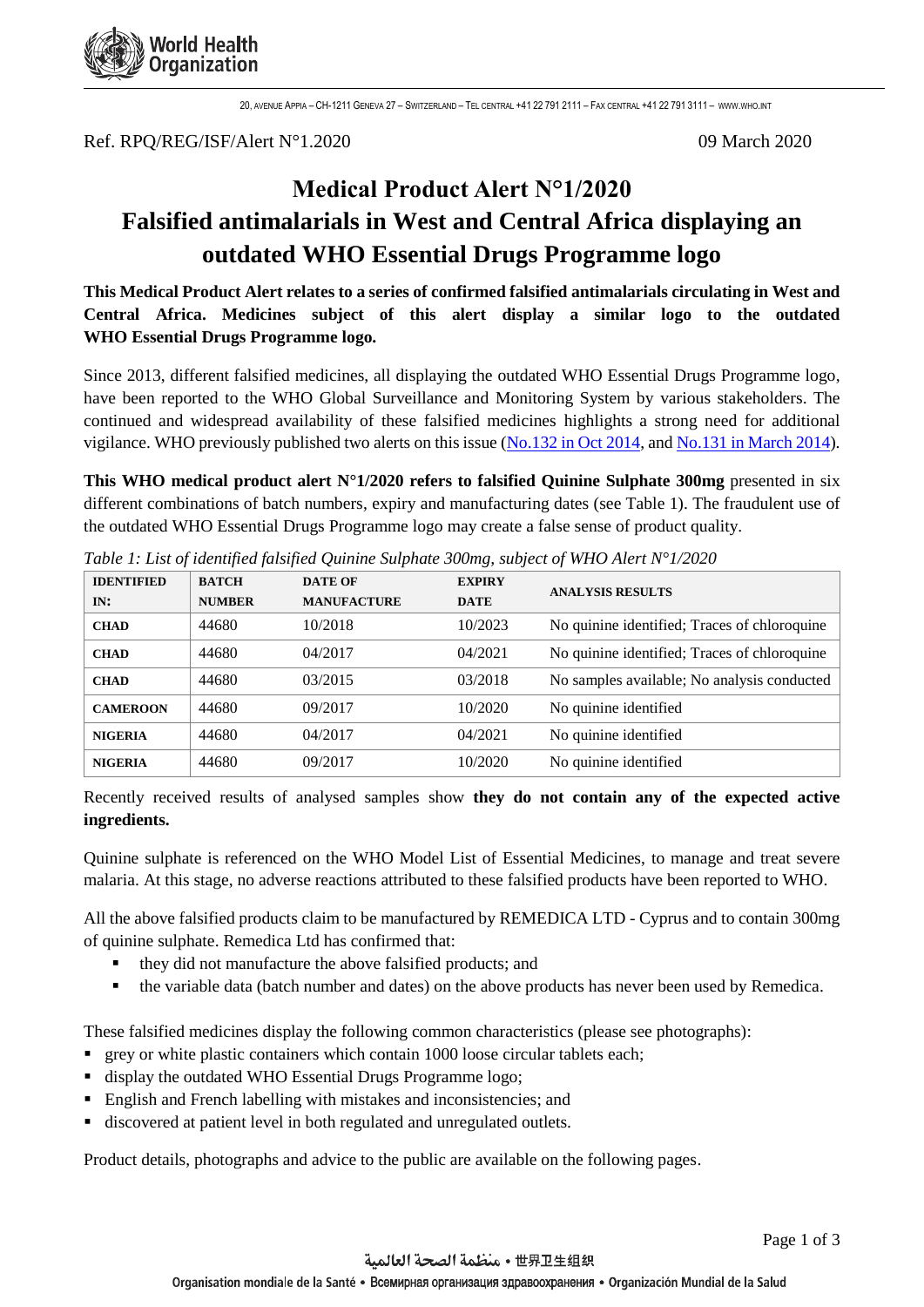Ref. RPQ/REG/ISF/Alert N°1.2020 09 March 2020

# Medical Product Alert N°1/2020

# Falsified antimalarials in West and Central Africa displaying an outdated WHO Essential Drugs Programme logo

**This Medical Product Alert relates to a series of confirmed falsified antimalarials circulating in West and Central Africa. Medicines subject of this alert display a similar logo to the outdated WHO Essential Drugs Programme logo.**

Since 2013, different falsified medicines, all displaying the outdated WHO Essential Drugs Programme logo, have been reported to the WHO Global Surveillance and Monitoring System by various stakeholders. The continued and widespread availability of these falsified medicines highlights a strong need for additional vigilance. WHO previously published two alerts on this issue (No.132 in Oct 2014, and No.131 in March 2014).

**This WHO medical product alert N°1/2020 refers to falsified Quinine Sulphate 300mg** presented in six different combinations of batch numbers, expiry and manufacturing dates (see Table 1). The fraudulent use of the outdated WHO Essential Drugs Programme logo may create a false sense of product quality.

*Table 1: List of identified falsified Quinine Sulphate 300mg, subject of WHO Alert N°1/2020*

| IDENTIFIED IN: | BATCH NUMBER | DATE OF MANUFACTURE | EXPIRY DATE | ANALYSIS RESULTS |
|---|---|---|---|---|
| **CHAD** | 44680 | 10/2018 | 10/2023 | No quinine identified; Traces of chloroquine |
| **CHAD** | 44680 | 04/2017 | 04/2021 | No quinine identified; Traces of chloroquine |
| **CHAD** | 44680 | 03/2015 | 03/2018 | No samples available; No analysis conducted |
| **CAMEROON** | 44680 | 09/2017 | 10/2020 | No quinine identified |
| **NIGERIA** | 44680 | 04/2017 | 04/2021 | No quinine identified |
| **NIGERIA** | 44680 | 09/2017 | 10/2020 | No quinine identified |

Recently received results of analysed samples show **they do not contain any of the expected active ingredients.**

Quinine sulphate is referenced on the WHO Model List of Essential Medicines, to manage and treat severe malaria. At this stage, no adverse reactions attributed to these falsified products have been reported to WHO.

All the above falsified products claim to be manufactured by REMEDICA LTD - Cyprus and to contain 300mg of quinine sulphate. Remedica Ltd has confirmed that:

- they did not manufacture the above falsified products; and
- the variable data (batch number and dates) on the above products has never been used by Remedica.

These falsified medicines display the following common characteristics (please see photographs):

- grey or white plastic containers which contain 1000 loose circular tablets each;
- display the outdated WHO Essential Drugs Programme logo;
- English and French labelling with mistakes and inconsistencies; and
- discovered at patient level in both regulated and unregulated outlets.

Product details, photographs and advice to the public are available on the following pages.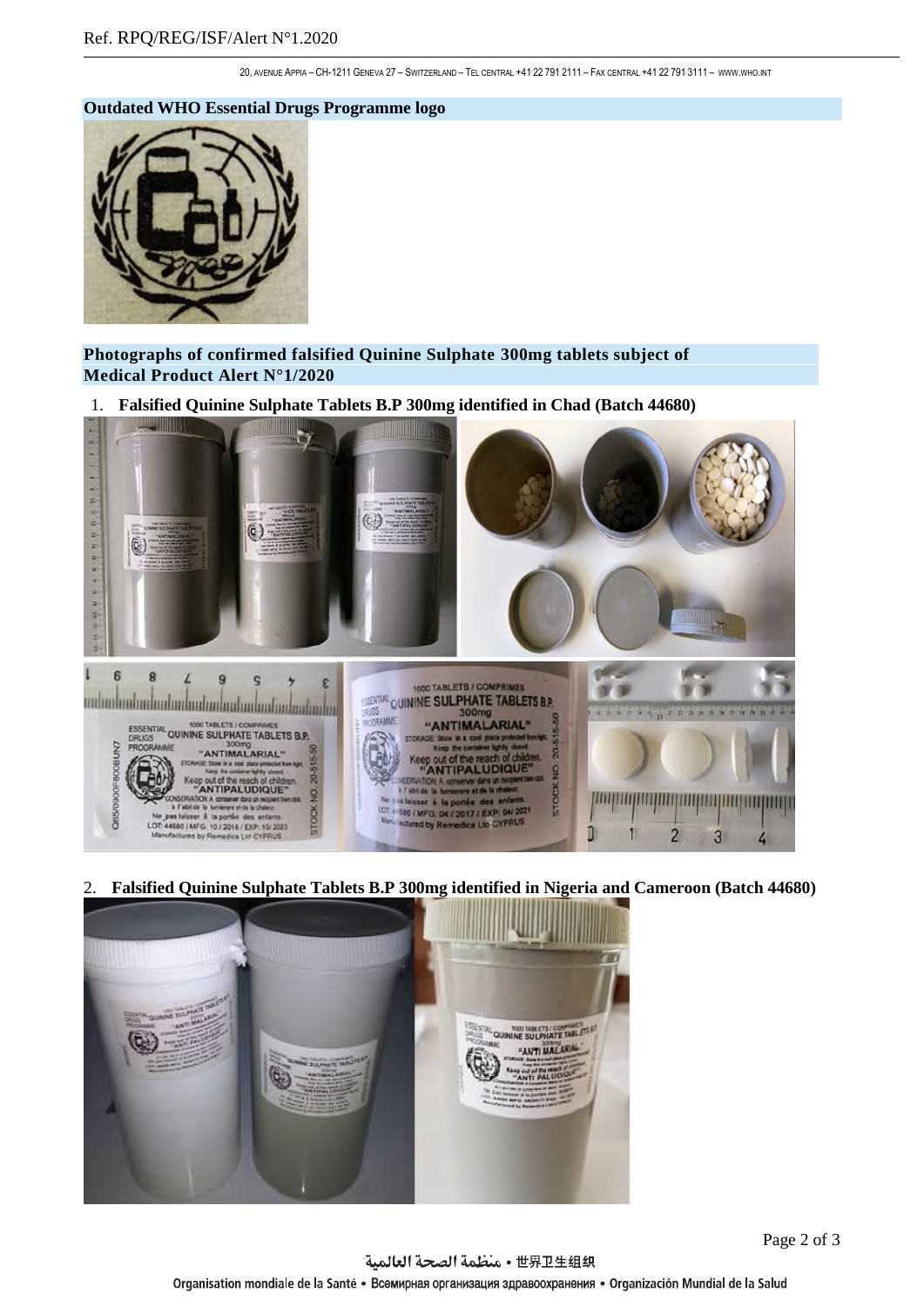**Outdated WHO Essential Drugs Programme logo**

**Photographs of confirmed falsified Quinine Sulphate 300mg tablets subject of Medical Product Alert N°1/2020**

1. **Falsified Quinine Sulphate Tablets B.P 300mg identified in Chad (Batch 44680)**

2. **Falsified Quinine Sulphate Tablets B.P 300mg identified in Nigeria and Cameroon (Batch 44680)**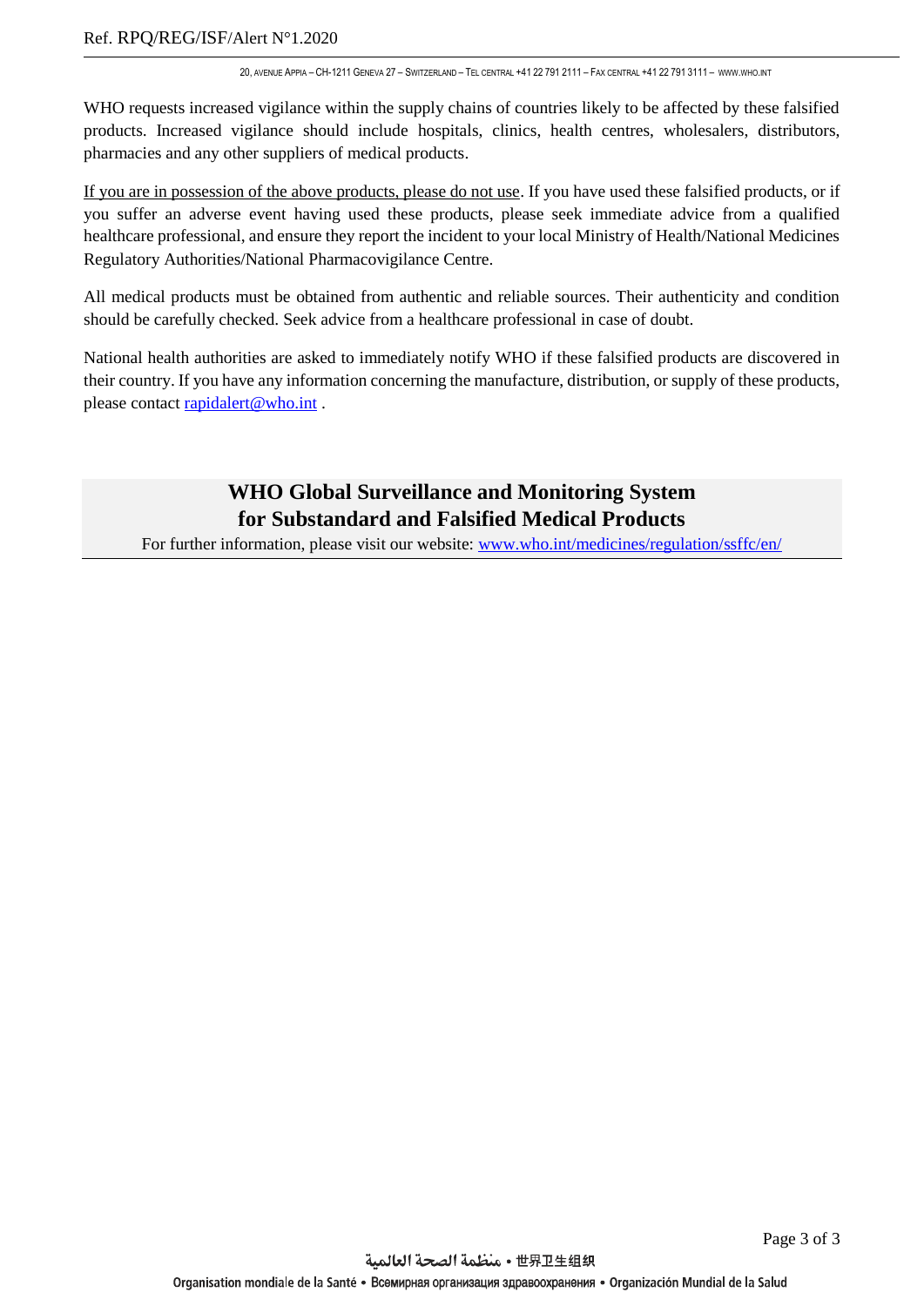WHO requests increased vigilance within the supply chains of countries likely to be affected by these falsified products. Increased vigilance should include hospitals, clinics, health centres, wholesalers, distributors, pharmacies and any other suppliers of medical products.

If you are in possession of the above products, please do not use. If you have used these falsified products, or if you suffer an adverse event having used these products, please seek immediate advice from a qualified healthcare professional, and ensure they report the incident to your local Ministry of Health/National Medicines Regulatory Authorities/National Pharmacovigilance Centre.

All medical products must be obtained from authentic and reliable sources. Their authenticity and condition should be carefully checked. Seek advice from a healthcare professional in case of doubt.

National health authorities are asked to immediately notify WHO if these falsified products are discovered in their country. If you have any information concerning the manufacture, distribution, or supply of these products, please contact rapidalert@who.int .

**WHO Global Surveillance and Monitoring System for Substandard and Falsified Medical Products**

For further information, please visit our website: www.who.int/medicines/regulation/ssffc/en/